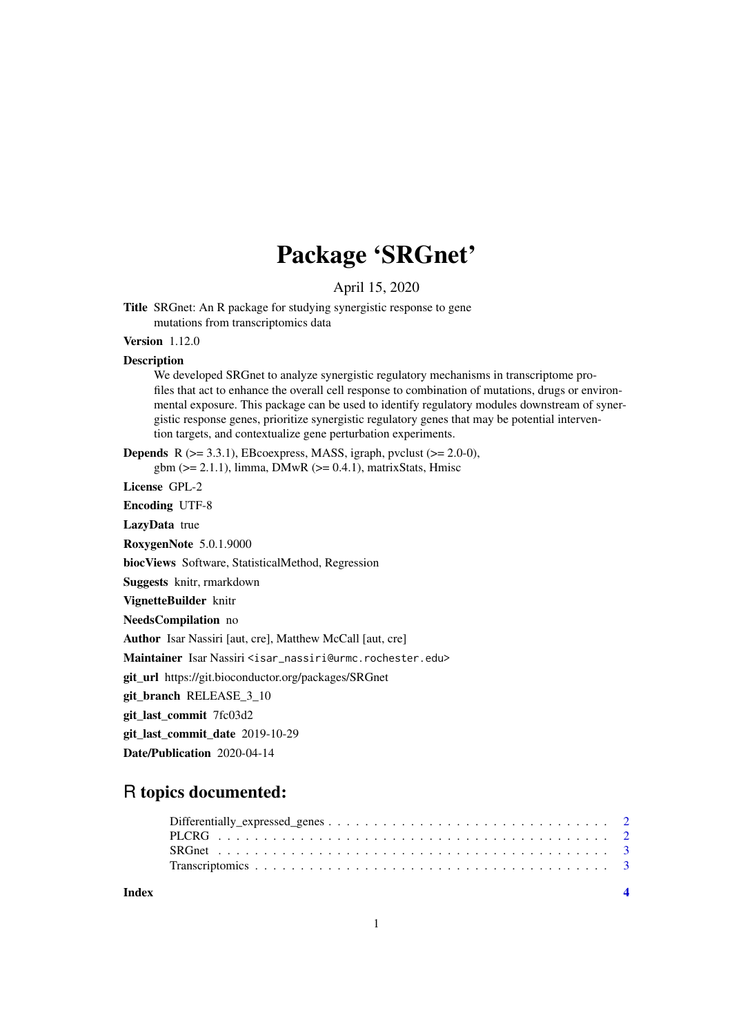# Package 'SRGnet'

April 15, 2020

**Title** SRGnet: An R package for studying synergistic response to gene mutations from transcriptomics data

**Version** 1.12.0

**Description**
We developed SRGnet to analyze synergistic regulatory mechanisms in transcriptome profiles that act to enhance the overall cell response to combination of mutations, drugs or environmental exposure. This package can be used to identify regulatory modules downstream of synergistic response genes, prioritize synergistic regulatory genes that may be potential intervention targets, and contextualize gene perturbation experiments.

**Depends** R (>= 3.3.1), EBcoexpress, MASS, igraph, pvclust (>= 2.0-0), gbm (>= 2.1.1), limma, DMwR (>= 0.4.1), matrixStats, Hmisc

**License** GPL-2

**Encoding** UTF-8

**LazyData** true

**RoxygenNote** 5.0.1.9000

**biocViews** Software, StatisticalMethod, Regression

**Suggests** knitr, rmarkdown

**VignetteBuilder** knitr

**NeedsCompilation** no

**Author** Isar Nassiri [aut, cre], Matthew McCall [aut, cre]

**Maintainer** Isar Nassiri <isar_nassiri@urmc.rochester.edu>

**git_url** https://git.bioconductor.org/packages/SRGnet

**git_branch** RELEASE_3_10

**git_last_commit** 7fc03d2

**git_last_commit_date** 2019-10-29

**Date/Publication** 2020-04-14

## R topics documented:

Differentially_expressed_genes . . . . . . . . . . . . . . . . . . . . . . . . . . . . . . 2
PLCRG . . . . . . . . . . . . . . . . . . . . . . . . . . . . . . . . . . . . . . . . . . 2
SRGnet . . . . . . . . . . . . . . . . . . . . . . . . . . . . . . . . . . . . . . . . . . 3
Transcriptomics . . . . . . . . . . . . . . . . . . . . . . . . . . . . . . . . . . . . . 3

**Index** **4**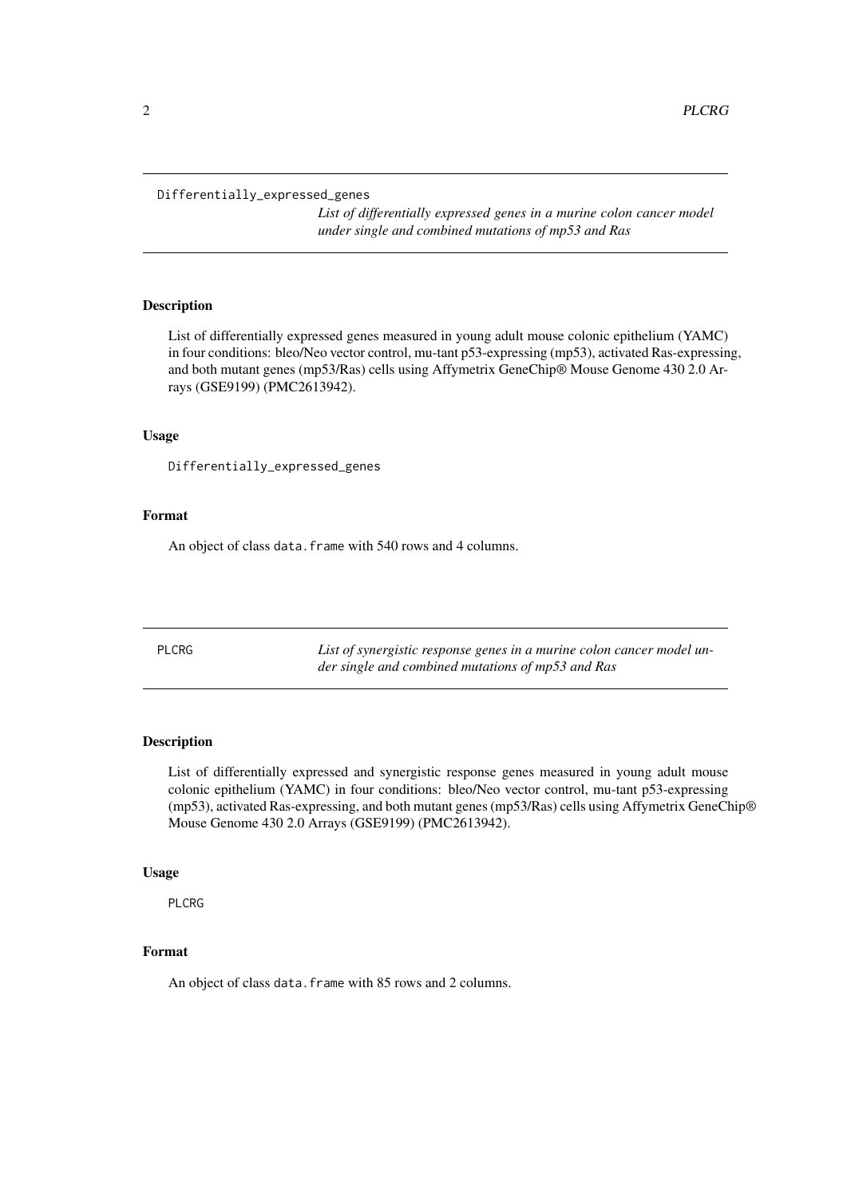## Differentially_expressed_genes

*List of differentially expressed genes in a murine colon cancer model under single and combined mutations of mp53 and Ras*

### Description

List of differentially expressed genes measured in young adult mouse colonic epithelium (YAMC) in four conditions: bleo/Neo vector control, mu-tant p53-expressing (mp53), activated Ras-expressing, and both mutant genes (mp53/Ras) cells using Affymetrix GeneChip® Mouse Genome 430 2.0 Arrays (GSE9199) (PMC2613942).

### Usage

```
Differentially_expressed_genes
```

### Format

An object of class `data.frame` with 540 rows and 4 columns.

## PLCRG

*List of synergistic response genes in a murine colon cancer model under single and combined mutations of mp53 and Ras*

### Description

List of differentially expressed and synergistic response genes measured in young adult mouse colonic epithelium (YAMC) in four conditions: bleo/Neo vector control, mu-tant p53-expressing (mp53), activated Ras-expressing, and both mutant genes (mp53/Ras) cells using Affymetrix GeneChip® Mouse Genome 430 2.0 Arrays (GSE9199) (PMC2613942).

### Usage

```
PLCRG
```

### Format

An object of class `data.frame` with 85 rows and 2 columns.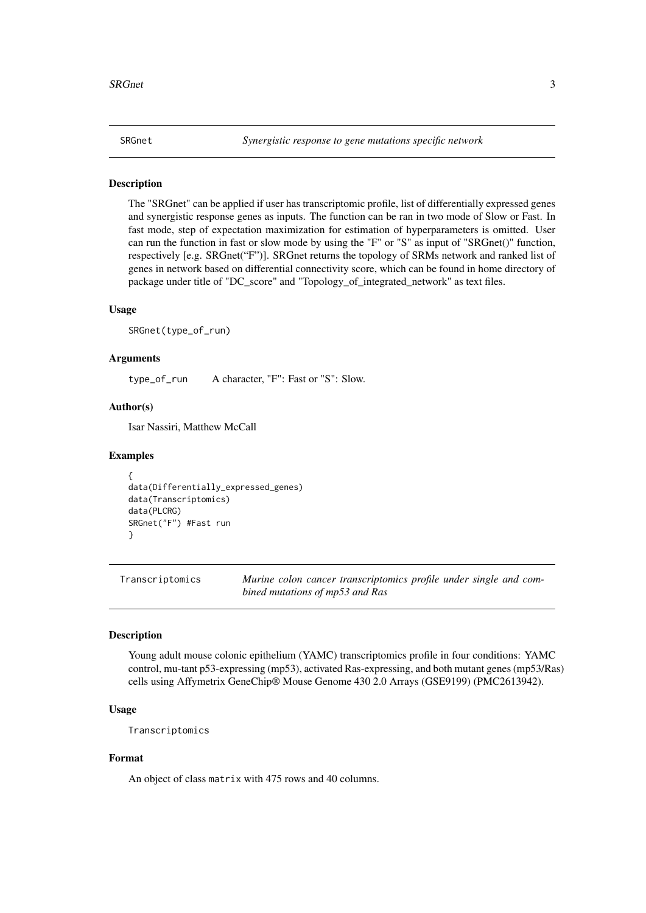## SRGnet — *Synergistic response to gene mutations specific network*

### Description

The "SRGnet" can be applied if user has transcriptomic profile, list of differentially expressed genes and synergistic response genes as inputs. The function can be ran in two mode of Slow or Fast. In fast mode, step of expectation maximization for estimation of hyperparameters is omitted. User can run the function in fast or slow mode by using the "F" or "S" as input of "SRGnet()" function, respectively [e.g. SRGnet("F")]. SRGnet returns the topology of SRMs network and ranked list of genes in network based on differential connectivity score, which can be found in home directory of package under title of "DC_score" and "Topology_of_integrated_network" as text files.

### Usage

```
SRGnet(type_of_run)
```

### Arguments

| | |
|---|---|
| type_of_run | A character, "F": Fast or "S": Slow. |

### Author(s)

Isar Nassiri, Matthew McCall

### Examples

```
{
data(Differentially_expressed_genes)
data(Transcriptomics)
data(PLCRG)
SRGnet("F") #Fast run
}
```

## Transcriptomics — *Murine colon cancer transcriptomics profile under single and combined mutations of mp53 and Ras*

### Description

Young adult mouse colonic epithelium (YAMC) transcriptomics profile in four conditions: YAMC control, mu-tant p53-expressing (mp53), activated Ras-expressing, and both mutant genes (mp53/Ras) cells using Affymetrix GeneChip® Mouse Genome 430 2.0 Arrays (GSE9199) (PMC2613942).

### Usage

```
Transcriptomics
```

### Format

An object of class `matrix` with 475 rows and 40 columns.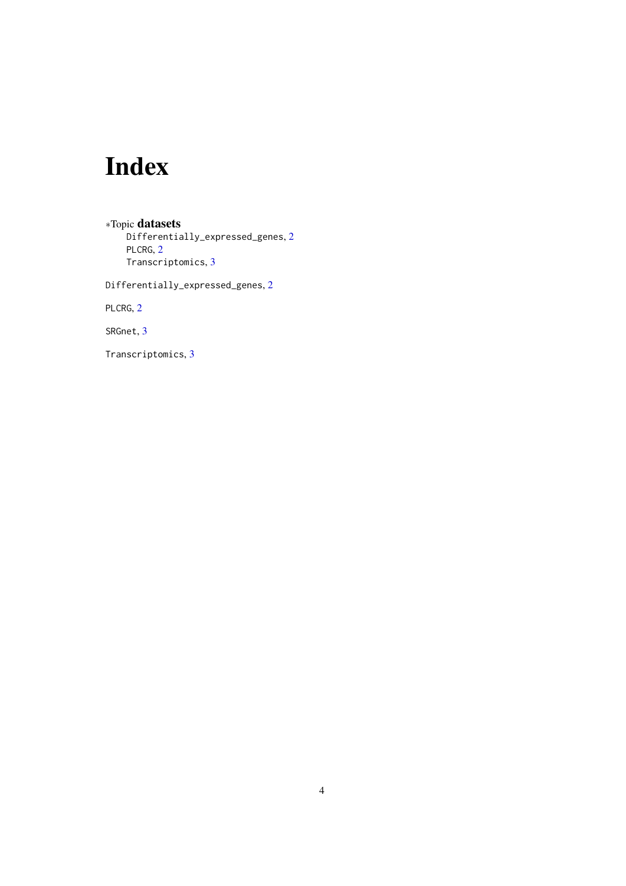# Index

*Topic **datasets**

- Differentially_expressed_genes, 2
- PLCRG, 2
- Transcriptomics, 3

Differentially_expressed_genes, 2

PLCRG, 2

SRGnet, 3

Transcriptomics, 3